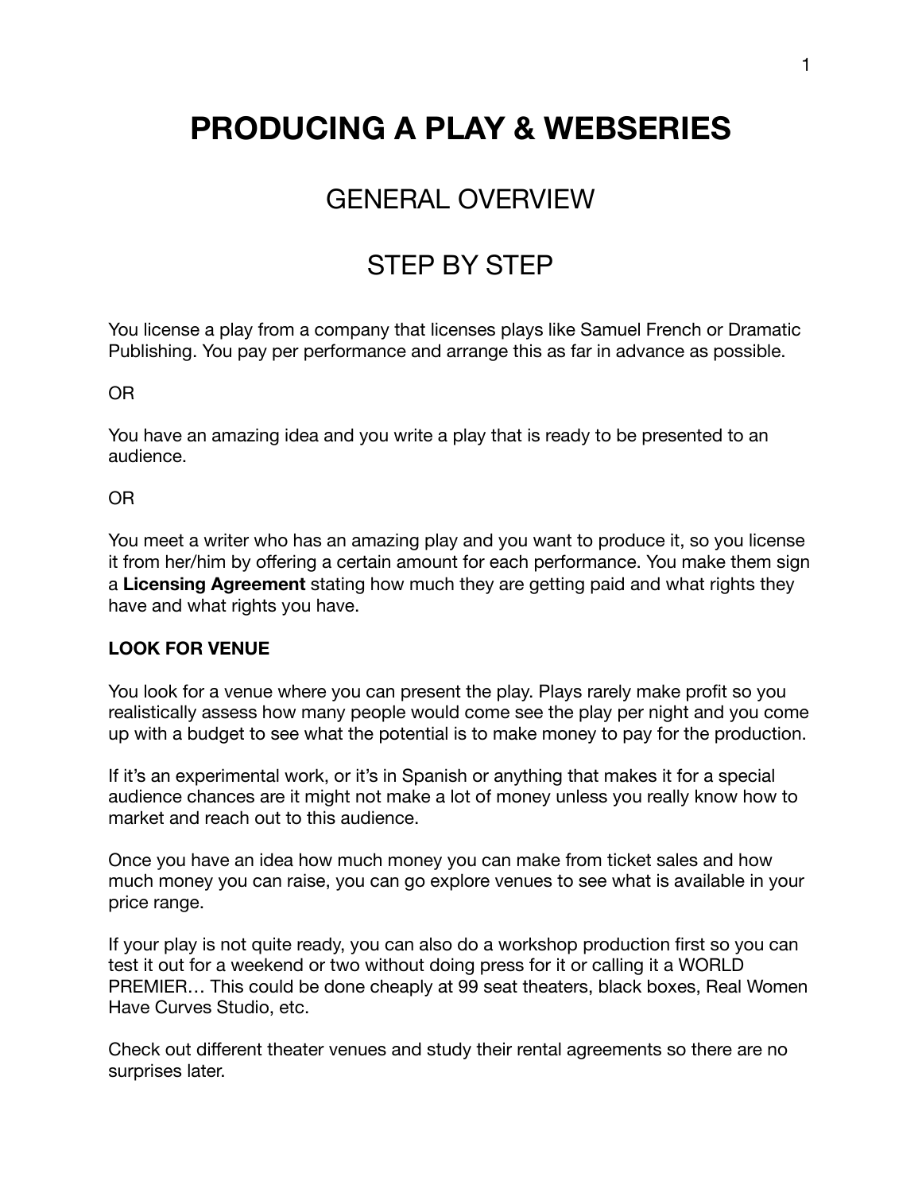# PRODUCING A PLAY & WEBSERIES

## GENERAL OVERVIEW

## STEP BY STEP

You license a play from a company that licenses plays like Samuel French or Dramatic Publishing. You pay per performance and arrange this as far in advance as possible.

OR

You have an amazing idea and you write a play that is ready to be presented to an audience.

OR

You meet a writer who has an amazing play and you want to produce it, so you license it from her/him by offering a certain amount for each performance. You make them sign a **Licensing Agreement** stating how much they are getting paid and what rights they have and what rights you have.

**LOOK FOR VENUE**

You look for a venue where you can present the play. Plays rarely make profit so you realistically assess how many people would come see the play per night and you come up with a budget to see what the potential is to make money to pay for the production.

If it's an experimental work, or it's in Spanish or anything that makes it for a special audience chances are it might not make a lot of money unless you really know how to market and reach out to this audience.

Once you have an idea how much money you can make from ticket sales and how much money you can raise, you can go explore venues to see what is available in your price range.

If your play is not quite ready, you can also do a workshop production first so you can test it out for a weekend or two without doing press for it or calling it a WORLD PREMIER… This could be done cheaply at 99 seat theaters, black boxes, Real Women Have Curves Studio, etc.

Check out different theater venues and study their rental agreements so there are no surprises later.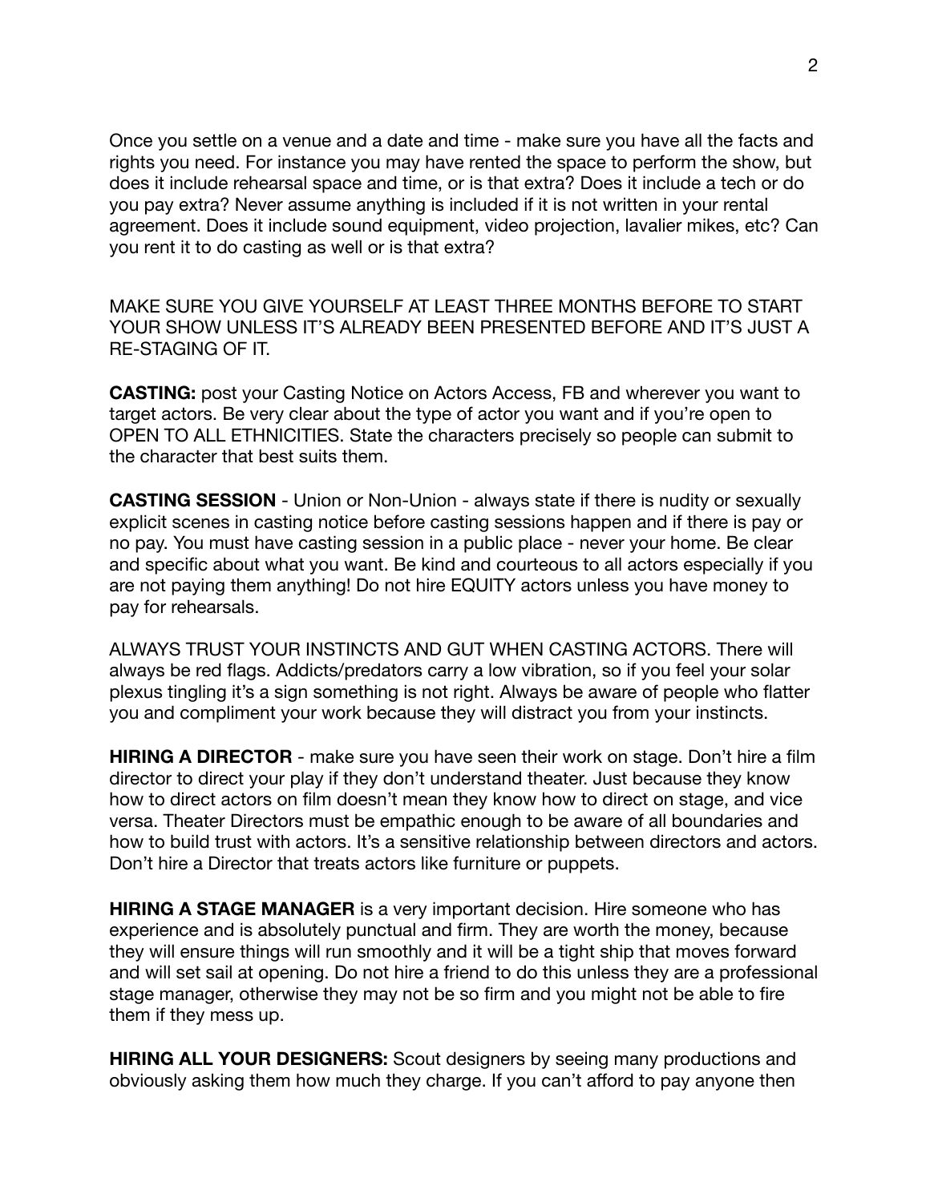Once you settle on a venue and a date and time - make sure you have all the facts and rights you need. For instance you may have rented the space to perform the show, but does it include rehearsal space and time, or is that extra? Does it include a tech or do you pay extra? Never assume anything is included if it is not written in your rental agreement. Does it include sound equipment, video projection, lavalier mikes, etc? Can you rent it to do casting as well or is that extra?

MAKE SURE YOU GIVE YOURSELF AT LEAST THREE MONTHS BEFORE TO START YOUR SHOW UNLESS IT'S ALREADY BEEN PRESENTED BEFORE AND IT'S JUST A RE-STAGING OF IT.

**CASTING:** post your Casting Notice on Actors Access, FB and wherever you want to target actors. Be very clear about the type of actor you want and if you're open to OPEN TO ALL ETHNICITIES. State the characters precisely so people can submit to the character that best suits them.

**CASTING SESSION** - Union or Non-Union - always state if there is nudity or sexually explicit scenes in casting notice before casting sessions happen and if there is pay or no pay. You must have casting session in a public place - never your home. Be clear and specific about what you want. Be kind and courteous to all actors especially if you are not paying them anything! Do not hire EQUITY actors unless you have money to pay for rehearsals.

ALWAYS TRUST YOUR INSTINCTS AND GUT WHEN CASTING ACTORS. There will always be red flags. Addicts/predators carry a low vibration, so if you feel your solar plexus tingling it's a sign something is not right. Always be aware of people who flatter you and compliment your work because they will distract you from your instincts.

**HIRING A DIRECTOR** - make sure you have seen their work on stage. Don't hire a film director to direct your play if they don't understand theater. Just because they know how to direct actors on film doesn't mean they know how to direct on stage, and vice versa. Theater Directors must be empathic enough to be aware of all boundaries and how to build trust with actors. It's a sensitive relationship between directors and actors. Don't hire a Director that treats actors like furniture or puppets.

**HIRING A STAGE MANAGER** is a very important decision. Hire someone who has experience and is absolutely punctual and firm. They are worth the money, because they will ensure things will run smoothly and it will be a tight ship that moves forward and will set sail at opening. Do not hire a friend to do this unless they are a professional stage manager, otherwise they may not be so firm and you might not be able to fire them if they mess up.

**HIRING ALL YOUR DESIGNERS:** Scout designers by seeing many productions and obviously asking them how much they charge. If you can't afford to pay anyone then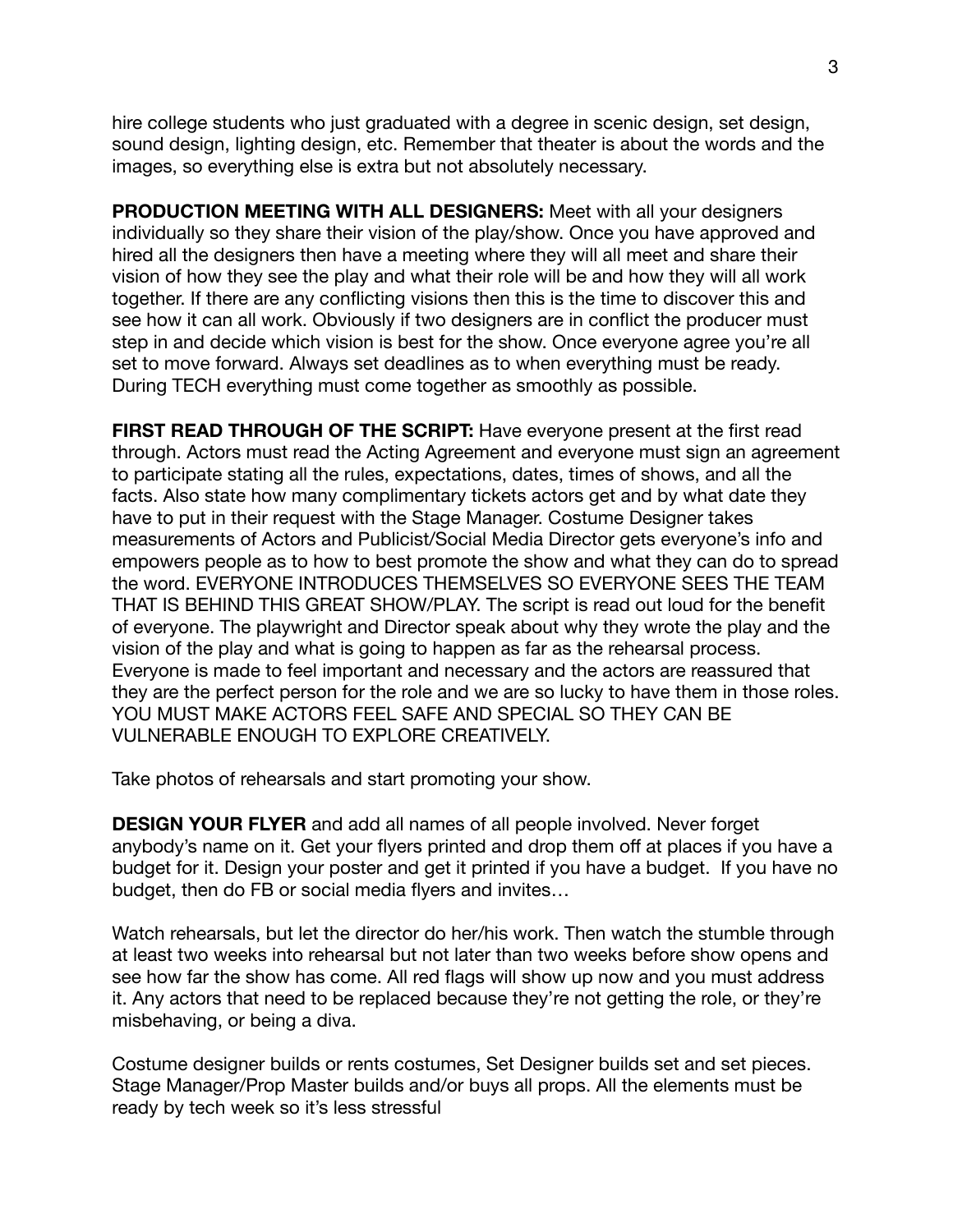hire college students who just graduated with a degree in scenic design, set design, sound design, lighting design, etc. Remember that theater is about the words and the images, so everything else is extra but not absolutely necessary.

**PRODUCTION MEETING WITH ALL DESIGNERS:** Meet with all your designers individually so they share their vision of the play/show. Once you have approved and hired all the designers then have a meeting where they will all meet and share their vision of how they see the play and what their role will be and how they will all work together. If there are any conflicting visions then this is the time to discover this and see how it can all work. Obviously if two designers are in conflict the producer must step in and decide which vision is best for the show. Once everyone agree you're all set to move forward. Always set deadlines as to when everything must be ready. During TECH everything must come together as smoothly as possible.

**FIRST READ THROUGH OF THE SCRIPT:** Have everyone present at the first read through. Actors must read the Acting Agreement and everyone must sign an agreement to participate stating all the rules, expectations, dates, times of shows, and all the facts. Also state how many complimentary tickets actors get and by what date they have to put in their request with the Stage Manager. Costume Designer takes measurements of Actors and Publicist/Social Media Director gets everyone's info and empowers people as to how to best promote the show and what they can do to spread the word. EVERYONE INTRODUCES THEMSELVES SO EVERYONE SEES THE TEAM THAT IS BEHIND THIS GREAT SHOW/PLAY. The script is read out loud for the benefit of everyone. The playwright and Director speak about why they wrote the play and the vision of the play and what is going to happen as far as the rehearsal process. Everyone is made to feel important and necessary and the actors are reassured that they are the perfect person for the role and we are so lucky to have them in those roles. YOU MUST MAKE ACTORS FEEL SAFE AND SPECIAL SO THEY CAN BE VULNERABLE ENOUGH TO EXPLORE CREATIVELY.

Take photos of rehearsals and start promoting your show.

**DESIGN YOUR FLYER** and add all names of all people involved. Never forget anybody's name on it. Get your flyers printed and drop them off at places if you have a budget for it. Design your poster and get it printed if you have a budget. If you have no budget, then do FB or social media flyers and invites…

Watch rehearsals, but let the director do her/his work. Then watch the stumble through at least two weeks into rehearsal but not later than two weeks before show opens and see how far the show has come. All red flags will show up now and you must address it. Any actors that need to be replaced because they're not getting the role, or they're misbehaving, or being a diva.

Costume designer builds or rents costumes, Set Designer builds set and set pieces. Stage Manager/Prop Master builds and/or buys all props. All the elements must be ready by tech week so it's less stressful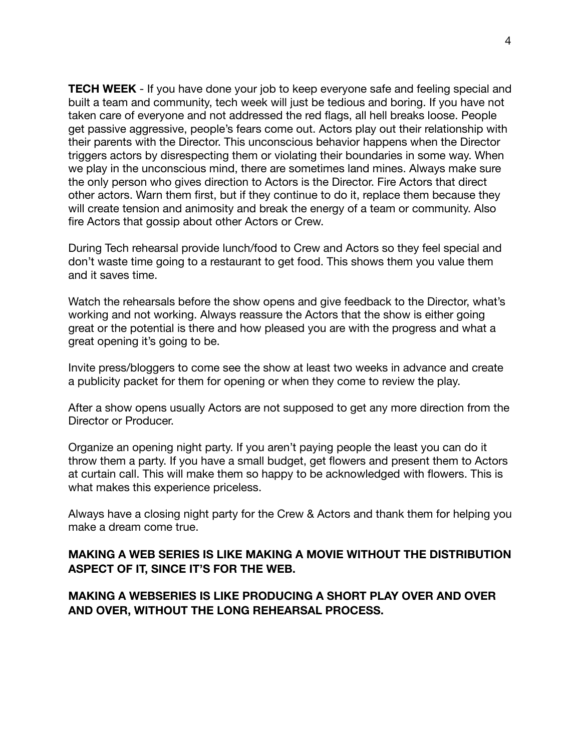**TECH WEEK** - If you have done your job to keep everyone safe and feeling special and built a team and community, tech week will just be tedious and boring. If you have not taken care of everyone and not addressed the red flags, all hell breaks loose. People get passive aggressive, people's fears come out. Actors play out their relationship with their parents with the Director. This unconscious behavior happens when the Director triggers actors by disrespecting them or violating their boundaries in some way. When we play in the unconscious mind, there are sometimes land mines. Always make sure the only person who gives direction to Actors is the Director. Fire Actors that direct other actors. Warn them first, but if they continue to do it, replace them because they will create tension and animosity and break the energy of a team or community. Also fire Actors that gossip about other Actors or Crew.

During Tech rehearsal provide lunch/food to Crew and Actors so they feel special and don't waste time going to a restaurant to get food. This shows them you value them and it saves time.

Watch the rehearsals before the show opens and give feedback to the Director, what's working and not working. Always reassure the Actors that the show is either going great or the potential is there and how pleased you are with the progress and what a great opening it's going to be.

Invite press/bloggers to come see the show at least two weeks in advance and create a publicity packet for them for opening or when they come to review the play.

After a show opens usually Actors are not supposed to get any more direction from the Director or Producer.

Organize an opening night party. If you aren't paying people the least you can do it throw them a party. If you have a small budget, get flowers and present them to Actors at curtain call. This will make them so happy to be acknowledged with flowers. This is what makes this experience priceless.

Always have a closing night party for the Crew & Actors and thank them for helping you make a dream come true.

**MAKING A WEB SERIES IS LIKE MAKING A MOVIE WITHOUT THE DISTRIBUTION ASPECT OF IT, SINCE IT'S FOR THE WEB.**

**MAKING A WEBSERIES IS LIKE PRODUCING A SHORT PLAY OVER AND OVER AND OVER, WITHOUT THE LONG REHEARSAL PROCESS.**